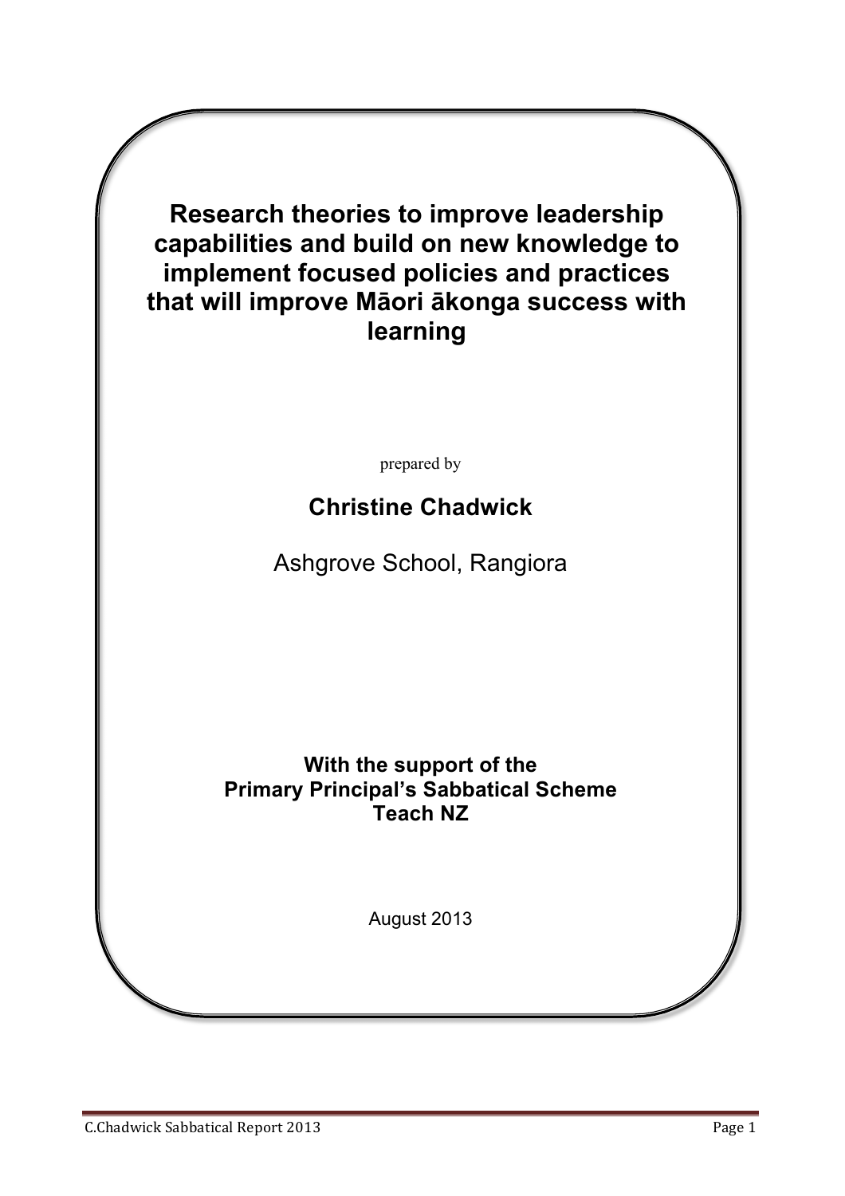# Research theories to improve leadership capabilities and build on new knowledge to implement focused policies and practices that will improve Māori ākonga success with learning

prepared by

## Christine Chadwick

Ashgrove School, Rangiora

**With the support of the**
**Primary Principal's Sabbatical Scheme**
**Teach NZ**

August 2013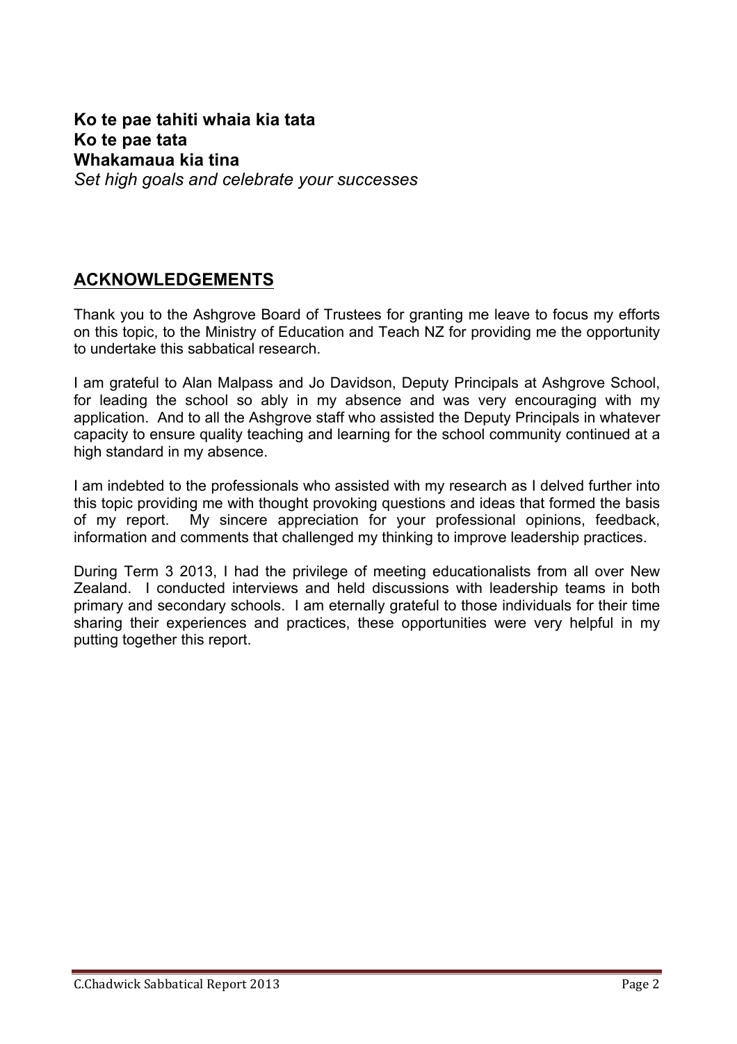**Ko te pae tahiti whaia kia tata**
**Ko te pae tata**
**Whakamaua kia tina**
*Set high goals and celebrate your successes*

## ACKNOWLEDGEMENTS

Thank you to the Ashgrove Board of Trustees for granting me leave to focus my efforts on this topic, to the Ministry of Education and Teach NZ for providing me the opportunity to undertake this sabbatical research.

I am grateful to Alan Malpass and Jo Davidson, Deputy Principals at Ashgrove School, for leading the school so ably in my absence and was very encouraging with my application. And to all the Ashgrove staff who assisted the Deputy Principals in whatever capacity to ensure quality teaching and learning for the school community continued at a high standard in my absence.

I am indebted to the professionals who assisted with my research as I delved further into this topic providing me with thought provoking questions and ideas that formed the basis of my report. My sincere appreciation for your professional opinions, feedback, information and comments that challenged my thinking to improve leadership practices.

During Term 3 2013, I had the privilege of meeting educationalists from all over New Zealand. I conducted interviews and held discussions with leadership teams in both primary and secondary schools. I am eternally grateful to those individuals for their time sharing their experiences and practices, these opportunities were very helpful in my putting together this report.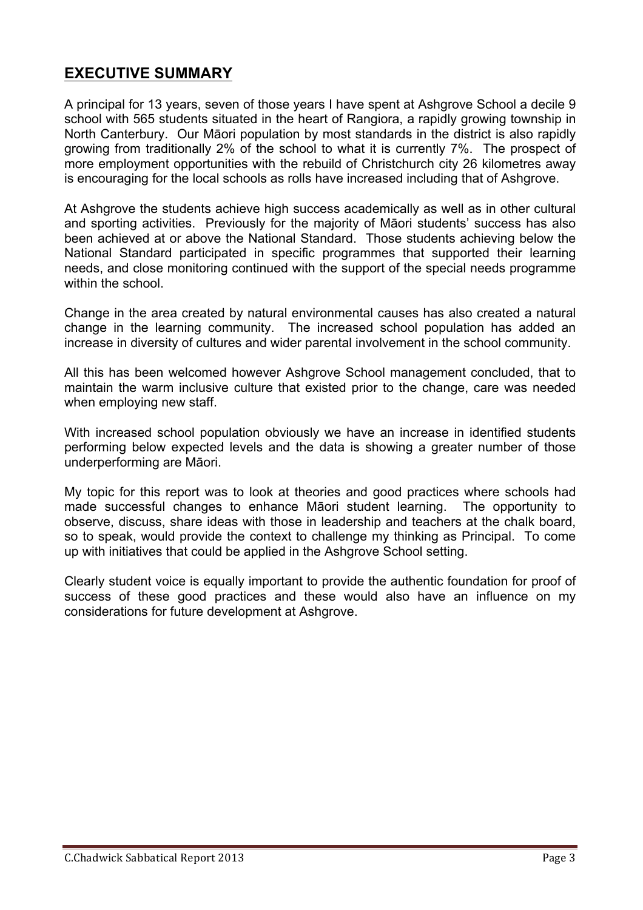## EXECUTIVE SUMMARY

A principal for 13 years, seven of those years I have spent at Ashgrove School a decile 9 school with 565 students situated in the heart of Rangiora, a rapidly growing township in North Canterbury. Our Māori population by most standards in the district is also rapidly growing from traditionally 2% of the school to what it is currently 7%. The prospect of more employment opportunities with the rebuild of Christchurch city 26 kilometres away is encouraging for the local schools as rolls have increased including that of Ashgrove.

At Ashgrove the students achieve high success academically as well as in other cultural and sporting activities. Previously for the majority of Māori students' success has also been achieved at or above the National Standard. Those students achieving below the National Standard participated in specific programmes that supported their learning needs, and close monitoring continued with the support of the special needs programme within the school.

Change in the area created by natural environmental causes has also created a natural change in the learning community. The increased school population has added an increase in diversity of cultures and wider parental involvement in the school community.

All this has been welcomed however Ashgrove School management concluded, that to maintain the warm inclusive culture that existed prior to the change, care was needed when employing new staff.

With increased school population obviously we have an increase in identified students performing below expected levels and the data is showing a greater number of those underperforming are Māori.

My topic for this report was to look at theories and good practices where schools had made successful changes to enhance Māori student learning. The opportunity to observe, discuss, share ideas with those in leadership and teachers at the chalk board, so to speak, would provide the context to challenge my thinking as Principal. To come up with initiatives that could be applied in the Ashgrove School setting.

Clearly student voice is equally important to provide the authentic foundation for proof of success of these good practices and these would also have an influence on my considerations for future development at Ashgrove.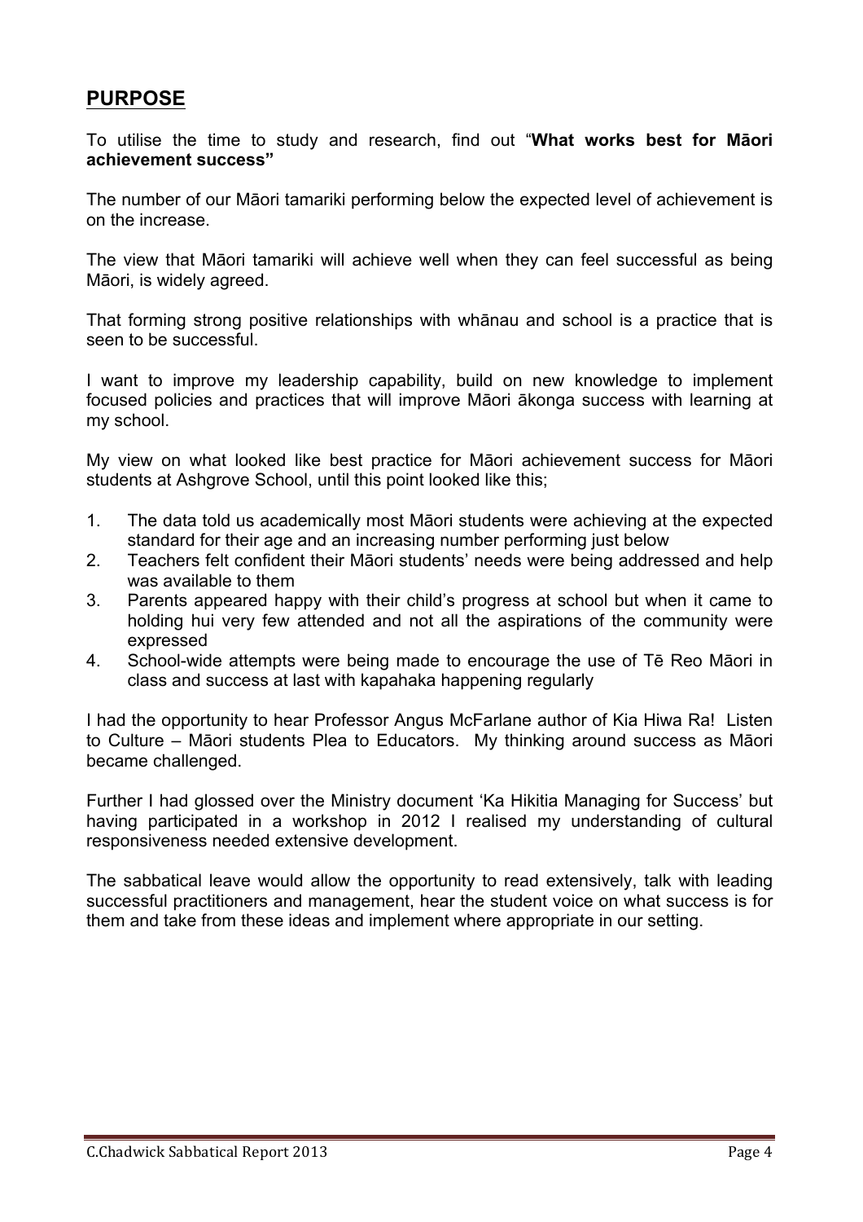## PURPOSE

To utilise the time to study and research, find out "**What works best for Māori achievement success"**

The number of our Māori tamariki performing below the expected level of achievement is on the increase.

The view that Māori tamariki will achieve well when they can feel successful as being Māori, is widely agreed.

That forming strong positive relationships with whānau and school is a practice that is seen to be successful.

I want to improve my leadership capability, build on new knowledge to implement focused policies and practices that will improve Māori ākonga success with learning at my school.

My view on what looked like best practice for Māori achievement success for Māori students at Ashgrove School, until this point looked like this;

1. The data told us academically most Māori students were achieving at the expected standard for their age and an increasing number performing just below
2. Teachers felt confident their Māori students' needs were being addressed and help was available to them
3. Parents appeared happy with their child's progress at school but when it came to holding hui very few attended and not all the aspirations of the community were expressed
4. School-wide attempts were being made to encourage the use of Tē Reo Māori in class and success at last with kapahaka happening regularly

I had the opportunity to hear Professor Angus McFarlane author of Kia Hiwa Ra! Listen to Culture – Māori students Plea to Educators. My thinking around success as Māori became challenged.

Further I had glossed over the Ministry document 'Ka Hikitia Managing for Success' but having participated in a workshop in 2012 I realised my understanding of cultural responsiveness needed extensive development.

The sabbatical leave would allow the opportunity to read extensively, talk with leading successful practitioners and management, hear the student voice on what success is for them and take from these ideas and implement where appropriate in our setting.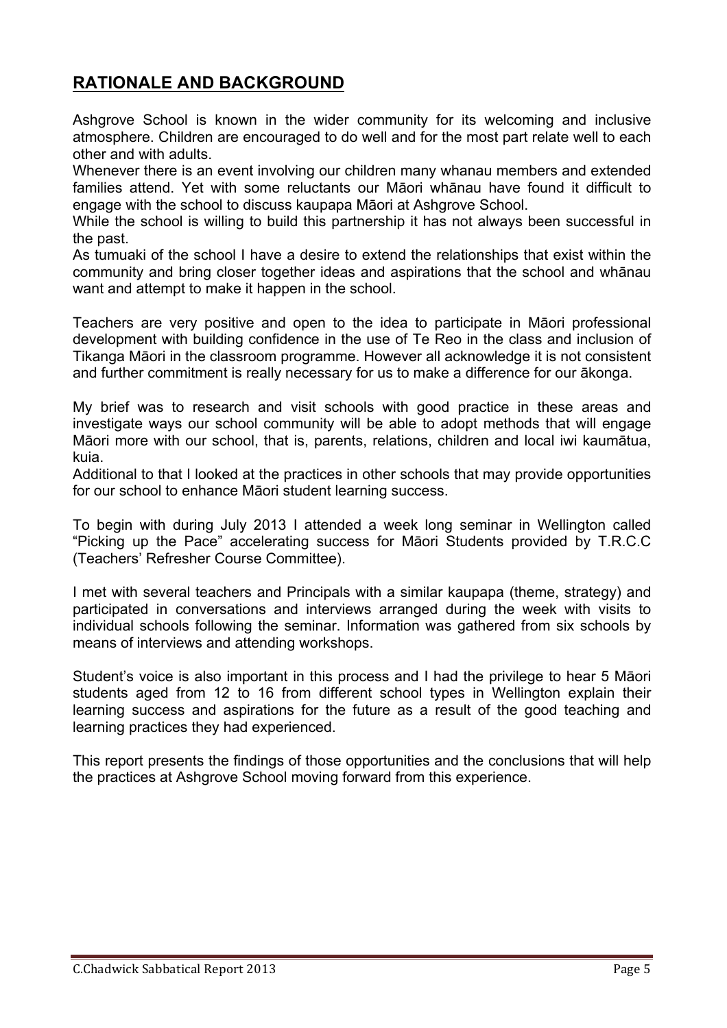## RATIONALE AND BACKGROUND

Ashgrove School is known in the wider community for its welcoming and inclusive atmosphere. Children are encouraged to do well and for the most part relate well to each other and with adults.

Whenever there is an event involving our children many whanau members and extended families attend. Yet with some reluctants our Māori whānau have found it difficult to engage with the school to discuss kaupapa Māori at Ashgrove School.

While the school is willing to build this partnership it has not always been successful in the past.

As tumuaki of the school I have a desire to extend the relationships that exist within the community and bring closer together ideas and aspirations that the school and whānau want and attempt to make it happen in the school.

Teachers are very positive and open to the idea to participate in Māori professional development with building confidence in the use of Te Reo in the class and inclusion of Tikanga Māori in the classroom programme. However all acknowledge it is not consistent and further commitment is really necessary for us to make a difference for our ākonga.

My brief was to research and visit schools with good practice in these areas and investigate ways our school community will be able to adopt methods that will engage Māori more with our school, that is, parents, relations, children and local iwi kaumātua, kuia.

Additional to that I looked at the practices in other schools that may provide opportunities for our school to enhance Māori student learning success.

To begin with during July 2013 I attended a week long seminar in Wellington called "Picking up the Pace" accelerating success for Māori Students provided by T.R.C.C (Teachers' Refresher Course Committee).

I met with several teachers and Principals with a similar kaupapa (theme, strategy) and participated in conversations and interviews arranged during the week with visits to individual schools following the seminar. Information was gathered from six schools by means of interviews and attending workshops.

Student's voice is also important in this process and I had the privilege to hear 5 Māori students aged from 12 to 16 from different school types in Wellington explain their learning success and aspirations for the future as a result of the good teaching and learning practices they had experienced.

This report presents the findings of those opportunities and the conclusions that will help the practices at Ashgrove School moving forward from this experience.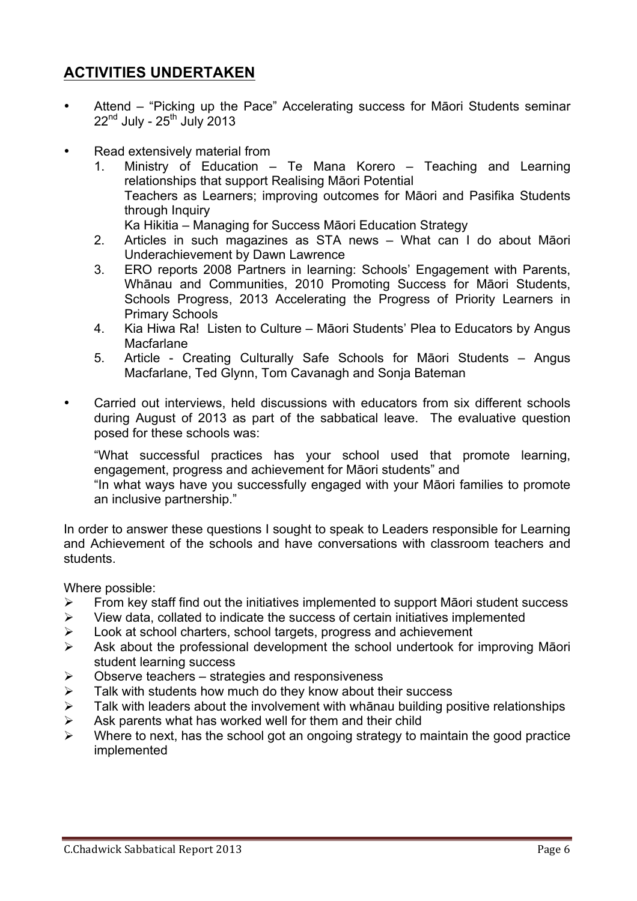## ACTIVITIES UNDERTAKEN

- Attend – "Picking up the Pace" Accelerating success for Māori Students seminar 22nd July - 25th July 2013
- Read extensively material from
  1. Ministry of Education – Te Mana Korero – Teaching and Learning relationships that support Realising Māori Potential  
     Teachers as Learners; improving outcomes for Māori and Pasifika Students through Inquiry  
     Ka Hikitia – Managing for Success Māori Education Strategy
  2. Articles in such magazines as STA news – What can I do about Māori Underachievement by Dawn Lawrence
  3. ERO reports 2008 Partners in learning: Schools' Engagement with Parents, Whānau and Communities, 2010 Promoting Success for Māori Students, Schools Progress, 2013 Accelerating the Progress of Priority Learners in Primary Schools
  4. Kia Hiwa Ra! Listen to Culture – Māori Students' Plea to Educators by Angus Macfarlane
  5. Article - Creating Culturally Safe Schools for Māori Students – Angus Macfarlane, Ted Glynn, Tom Cavanagh and Sonja Bateman
- Carried out interviews, held discussions with educators from six different schools during August of 2013 as part of the sabbatical leave. The evaluative question posed for these schools was:

  "What successful practices has your school used that promote learning, engagement, progress and achievement for Māori students" and  
  "In what ways have you successfully engaged with your Māori families to promote an inclusive partnership."

In order to answer these questions I sought to speak to Leaders responsible for Learning and Achievement of the schools and have conversations with classroom teachers and students.

Where possible:

- From key staff find out the initiatives implemented to support Māori student success
- View data, collated to indicate the success of certain initiatives implemented
- Look at school charters, school targets, progress and achievement
- Ask about the professional development the school undertook for improving Māori student learning success
- Observe teachers – strategies and responsiveness
- Talk with students how much do they know about their success
- Talk with leaders about the involvement with whānau building positive relationships
- Ask parents what has worked well for them and their child
- Where to next, has the school got an ongoing strategy to maintain the good practice implemented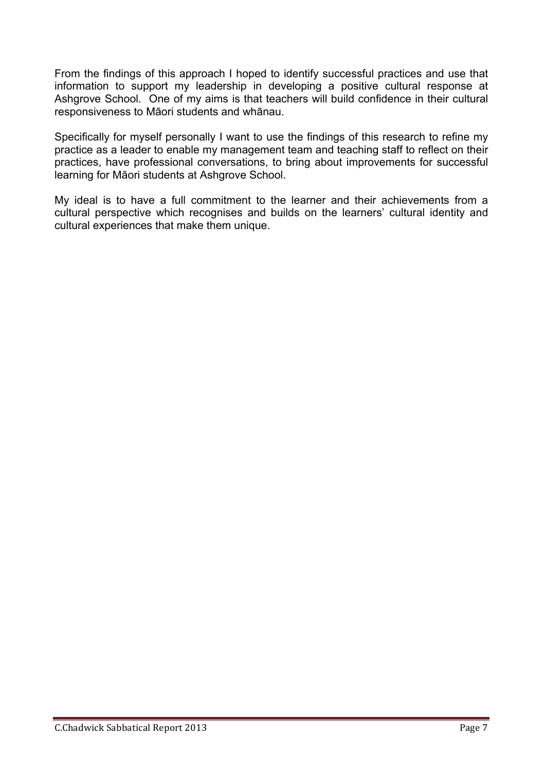From the findings of this approach I hoped to identify successful practices and use that information to support my leadership in developing a positive cultural response at Ashgrove School. One of my aims is that teachers will build confidence in their cultural responsiveness to Māori students and whānau.

Specifically for myself personally I want to use the findings of this research to refine my practice as a leader to enable my management team and teaching staff to reflect on their practices, have professional conversations, to bring about improvements for successful learning for Māori students at Ashgrove School.

My ideal is to have a full commitment to the learner and their achievements from a cultural perspective which recognises and builds on the learners' cultural identity and cultural experiences that make them unique.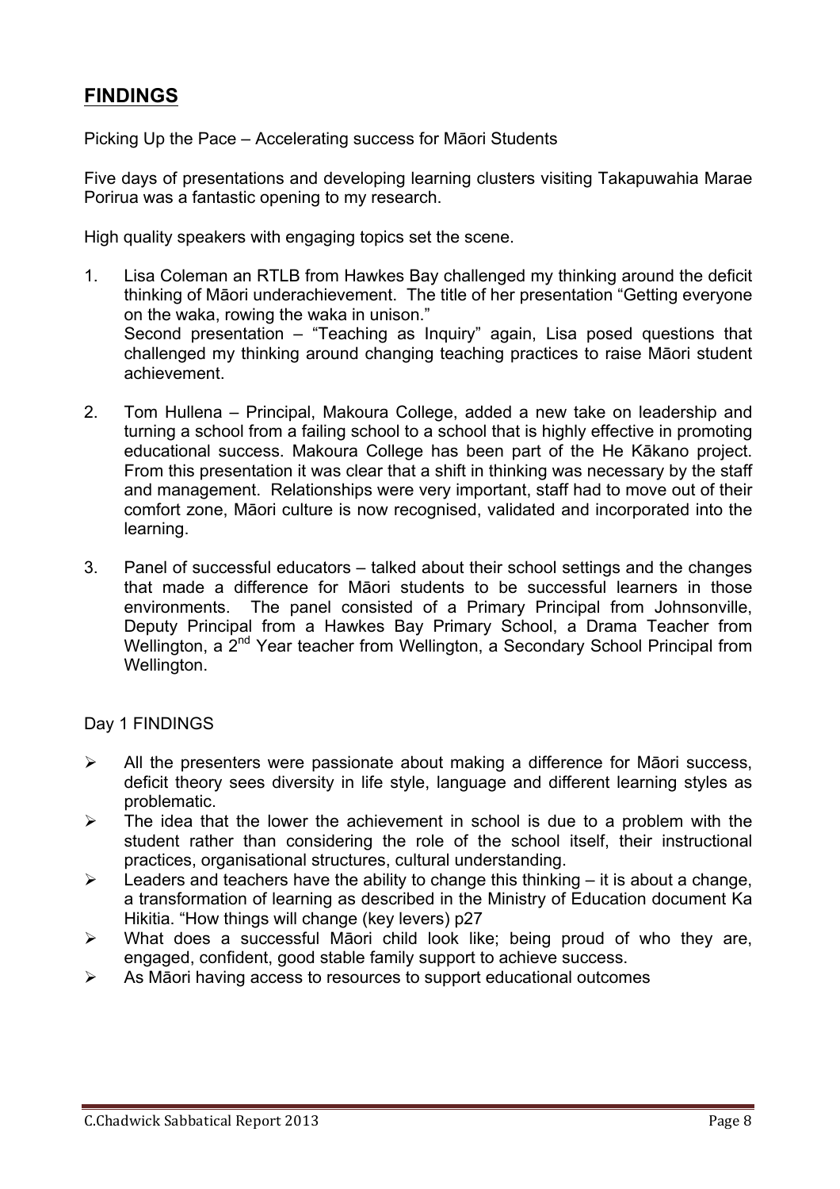## FINDINGS

Picking Up the Pace – Accelerating success for Māori Students

Five days of presentations and developing learning clusters visiting Takapuwahia Marae Porirua was a fantastic opening to my research.

High quality speakers with engaging topics set the scene.

1. Lisa Coleman an RTLB from Hawkes Bay challenged my thinking around the deficit thinking of Māori underachievement. The title of her presentation "Getting everyone on the waka, rowing the waka in unison."
   Second presentation – "Teaching as Inquiry" again, Lisa posed questions that challenged my thinking around changing teaching practices to raise Māori student achievement.

2. Tom Hullena – Principal, Makoura College, added a new take on leadership and turning a school from a failing school to a school that is highly effective in promoting educational success. Makoura College has been part of the He Kākano project. From this presentation it was clear that a shift in thinking was necessary by the staff and management. Relationships were very important, staff had to move out of their comfort zone, Māori culture is now recognised, validated and incorporated into the learning.

3. Panel of successful educators – talked about their school settings and the changes that made a difference for Māori students to be successful learners in those environments. The panel consisted of a Primary Principal from Johnsonville, Deputy Principal from a Hawkes Bay Primary School, a Drama Teacher from Wellington, a 2nd Year teacher from Wellington, a Secondary School Principal from Wellington.

Day 1 FINDINGS

- All the presenters were passionate about making a difference for Māori success, deficit theory sees diversity in life style, language and different learning styles as problematic.
- The idea that the lower the achievement in school is due to a problem with the student rather than considering the role of the school itself, their instructional practices, organisational structures, cultural understanding.
- Leaders and teachers have the ability to change this thinking – it is about a change, a transformation of learning as described in the Ministry of Education document Ka Hikitia. "How things will change (key levers) p27
- What does a successful Māori child look like; being proud of who they are, engaged, confident, good stable family support to achieve success.
- As Māori having access to resources to support educational outcomes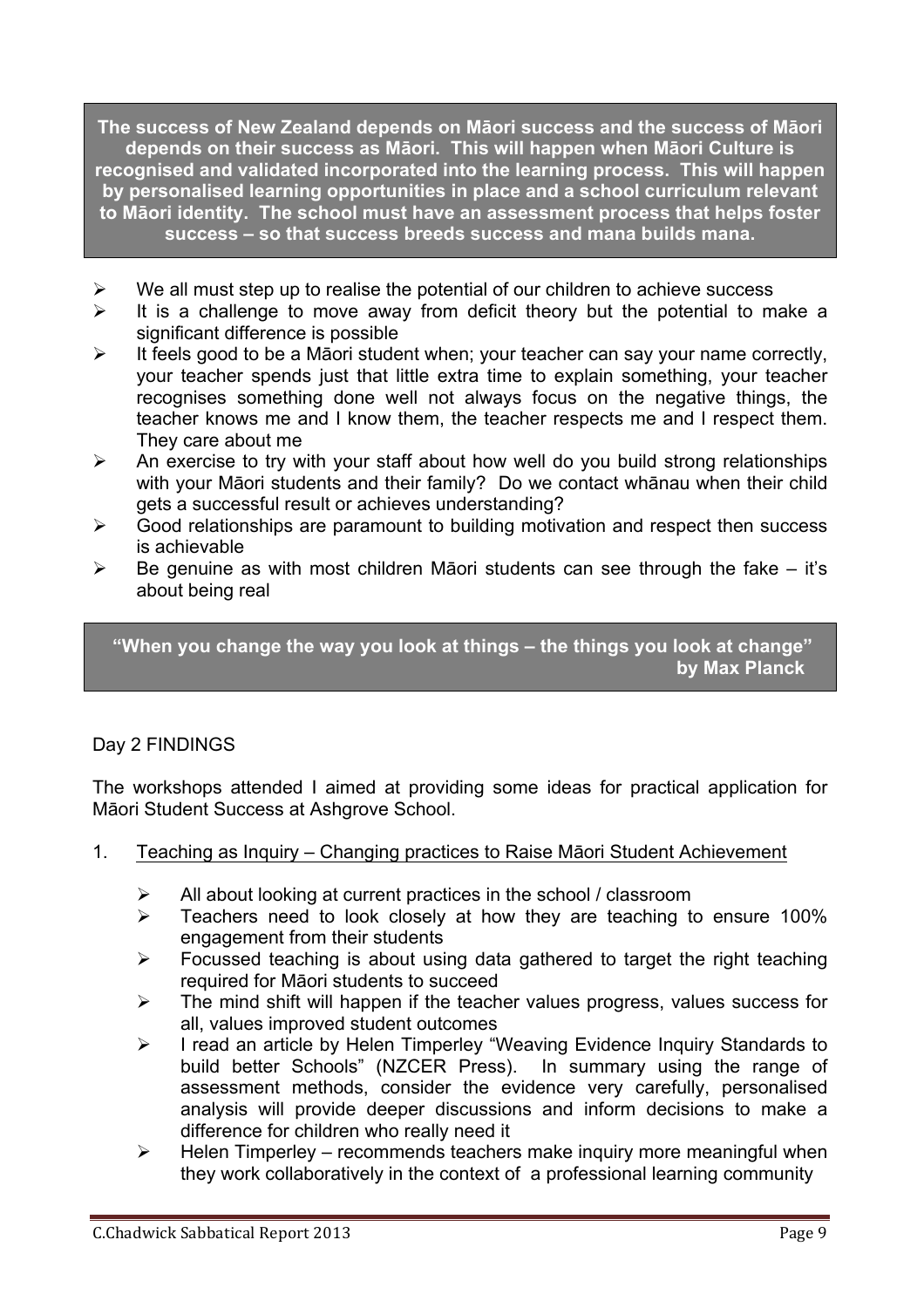**The success of New Zealand depends on Māori success and the success of Māori depends on their success as Māori. This will happen when Māori Culture is recognised and validated incorporated into the learning process. This will happen by personalised learning opportunities in place and a school curriculum relevant to Māori identity. The school must have an assessment process that helps foster success – so that success breeds success and mana builds mana.**

- We all must step up to realise the potential of our children to achieve success
- It is a challenge to move away from deficit theory but the potential to make a significant difference is possible
- It feels good to be a Māori student when; your teacher can say your name correctly, your teacher spends just that little extra time to explain something, your teacher recognises something done well not always focus on the negative things, the teacher knows me and I know them, the teacher respects me and I respect them. They care about me
- An exercise to try with your staff about how well do you build strong relationships with your Māori students and their family? Do we contact whānau when their child gets a successful result or achieves understanding?
- Good relationships are paramount to building motivation and respect then success is achievable
- Be genuine as with most children Māori students can see through the fake – it's about being real

**"When you change the way you look at things – the things you look at change" by Max Planck**

Day 2 FINDINGS

The workshops attended I aimed at providing some ideas for practical application for Māori Student Success at Ashgrove School.

1. Teaching as Inquiry – Changing practices to Raise Māori Student Achievement

   - All about looking at current practices in the school / classroom
   - Teachers need to look closely at how they are teaching to ensure 100% engagement from their students
   - Focussed teaching is about using data gathered to target the right teaching required for Māori students to succeed
   - The mind shift will happen if the teacher values progress, values success for all, values improved student outcomes
   - I read an article by Helen Timperley "Weaving Evidence Inquiry Standards to build better Schools" (NZCER Press). In summary using the range of assessment methods, consider the evidence very carefully, personalised analysis will provide deeper discussions and inform decisions to make a difference for children who really need it
   - Helen Timperley – recommends teachers make inquiry more meaningful when they work collaboratively in the context of a professional learning community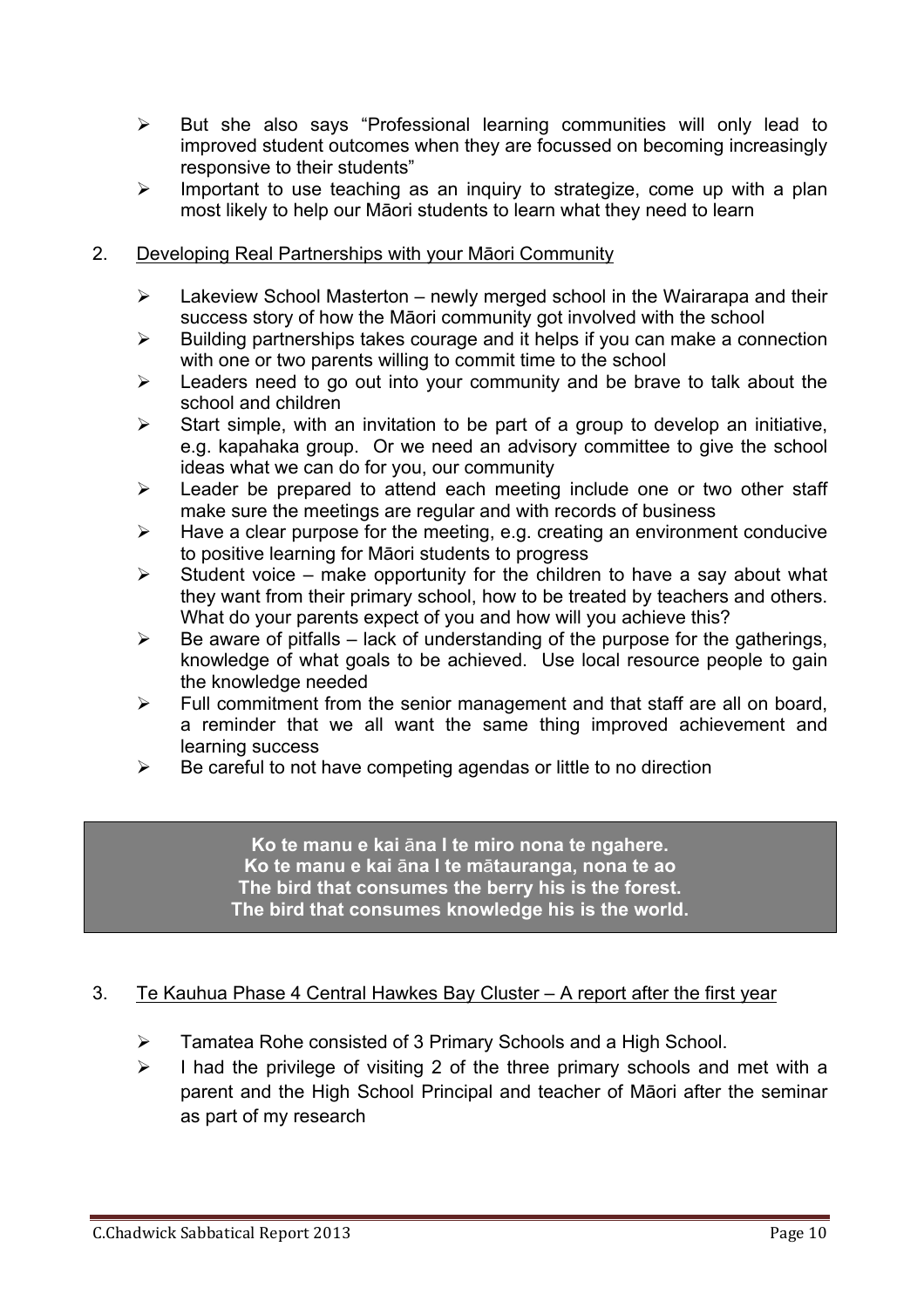- But she also says "Professional learning communities will only lead to improved student outcomes when they are focussed on becoming increasingly responsive to their students"
- Important to use teaching as an inquiry to strategize, come up with a plan most likely to help our Māori students to learn what they need to learn

2. <u>Developing Real Partnerships with your Māori Community</u>

- Lakeview School Masterton – newly merged school in the Wairarapa and their success story of how the Māori community got involved with the school
- Building partnerships takes courage and it helps if you can make a connection with one or two parents willing to commit time to the school
- Leaders need to go out into your community and be brave to talk about the school and children
- Start simple, with an invitation to be part of a group to develop an initiative, e.g. kapahaka group. Or we need an advisory committee to give the school ideas what we can do for you, our community
- Leader be prepared to attend each meeting include one or two other staff make sure the meetings are regular and with records of business
- Have a clear purpose for the meeting, e.g. creating an environment conducive to positive learning for Māori students to progress
- Student voice – make opportunity for the children to have a say about what they want from their primary school, how to be treated by teachers and others. What do your parents expect of you and how will you achieve this?
- Be aware of pitfalls – lack of understanding of the purpose for the gatherings, knowledge of what goals to be achieved. Use local resource people to gain the knowledge needed
- Full commitment from the senior management and that staff are all on board, a reminder that we all want the same thing improved achievement and learning success
- Be careful to not have competing agendas or little to no direction

**Ko te manu e kai āna I te miro nona te ngahere.**
**Ko te manu e kai āna I te mātauranga, nona te ao**
**The bird that consumes the berry his is the forest.**
**The bird that consumes knowledge his is the world.**

3. <u>Te Kauhua Phase 4 Central Hawkes Bay Cluster – A report after the first year</u>

- Tamatea Rohe consisted of 3 Primary Schools and a High School.
- I had the privilege of visiting 2 of the three primary schools and met with a parent and the High School Principal and teacher of Māori after the seminar as part of my research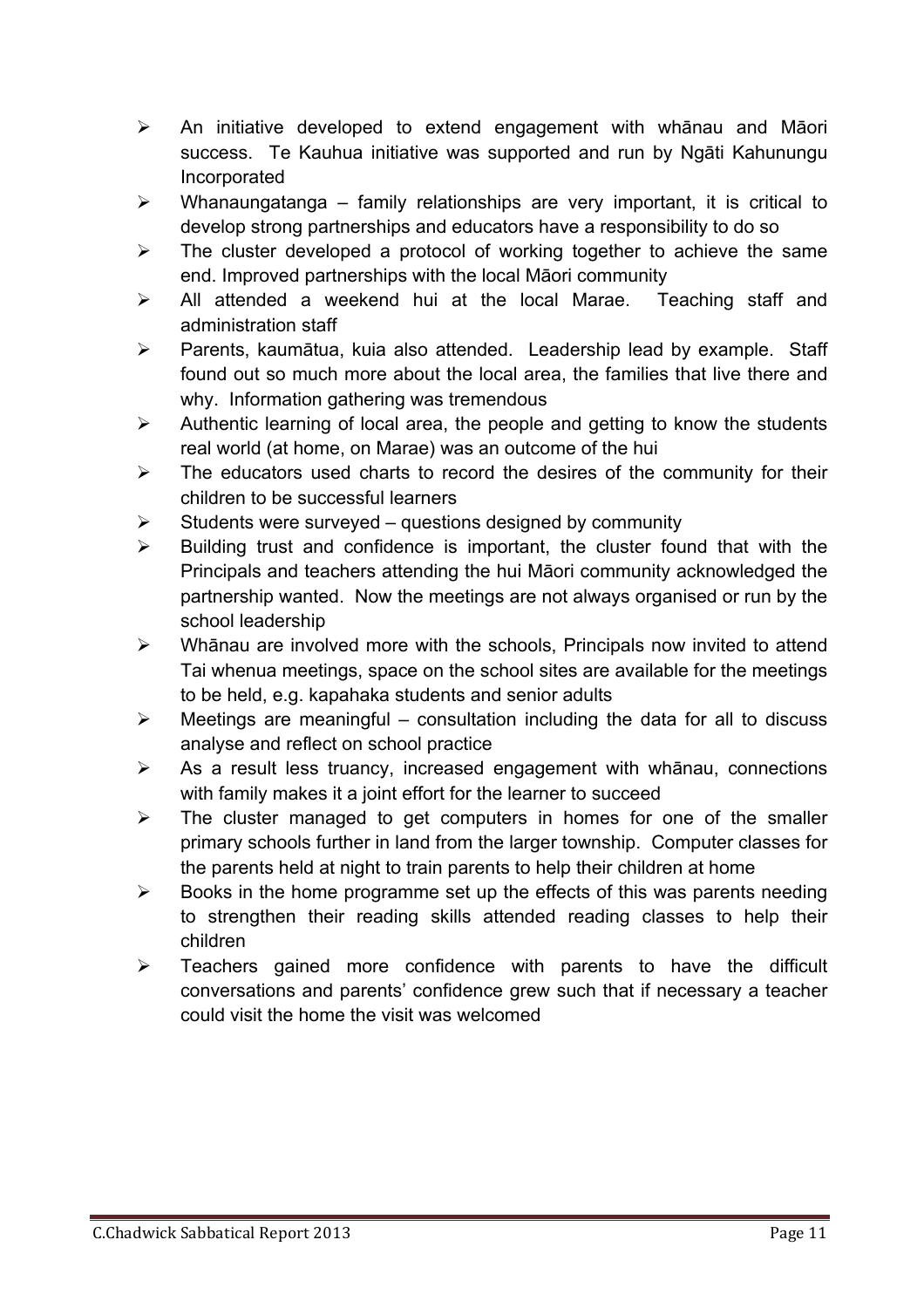- An initiative developed to extend engagement with whānau and Māori success. Te Kauhua initiative was supported and run by Ngāti Kahunungu Incorporated
- Whanaungatanga – family relationships are very important, it is critical to develop strong partnerships and educators have a responsibility to do so
- The cluster developed a protocol of working together to achieve the same end. Improved partnerships with the local Māori community
- All attended a weekend hui at the local Marae. Teaching staff and administration staff
- Parents, kaumātua, kuia also attended. Leadership lead by example. Staff found out so much more about the local area, the families that live there and why. Information gathering was tremendous
- Authentic learning of local area, the people and getting to know the students real world (at home, on Marae) was an outcome of the hui
- The educators used charts to record the desires of the community for their children to be successful learners
- Students were surveyed – questions designed by community
- Building trust and confidence is important, the cluster found that with the Principals and teachers attending the hui Māori community acknowledged the partnership wanted. Now the meetings are not always organised or run by the school leadership
- Whānau are involved more with the schools, Principals now invited to attend Tai whenua meetings, space on the school sites are available for the meetings to be held, e.g. kapahaka students and senior adults
- Meetings are meaningful – consultation including the data for all to discuss analyse and reflect on school practice
- As a result less truancy, increased engagement with whānau, connections with family makes it a joint effort for the learner to succeed
- The cluster managed to get computers in homes for one of the smaller primary schools further in land from the larger township. Computer classes for the parents held at night to train parents to help their children at home
- Books in the home programme set up the effects of this was parents needing to strengthen their reading skills attended reading classes to help their children
- Teachers gained more confidence with parents to have the difficult conversations and parents' confidence grew such that if necessary a teacher could visit the home the visit was welcomed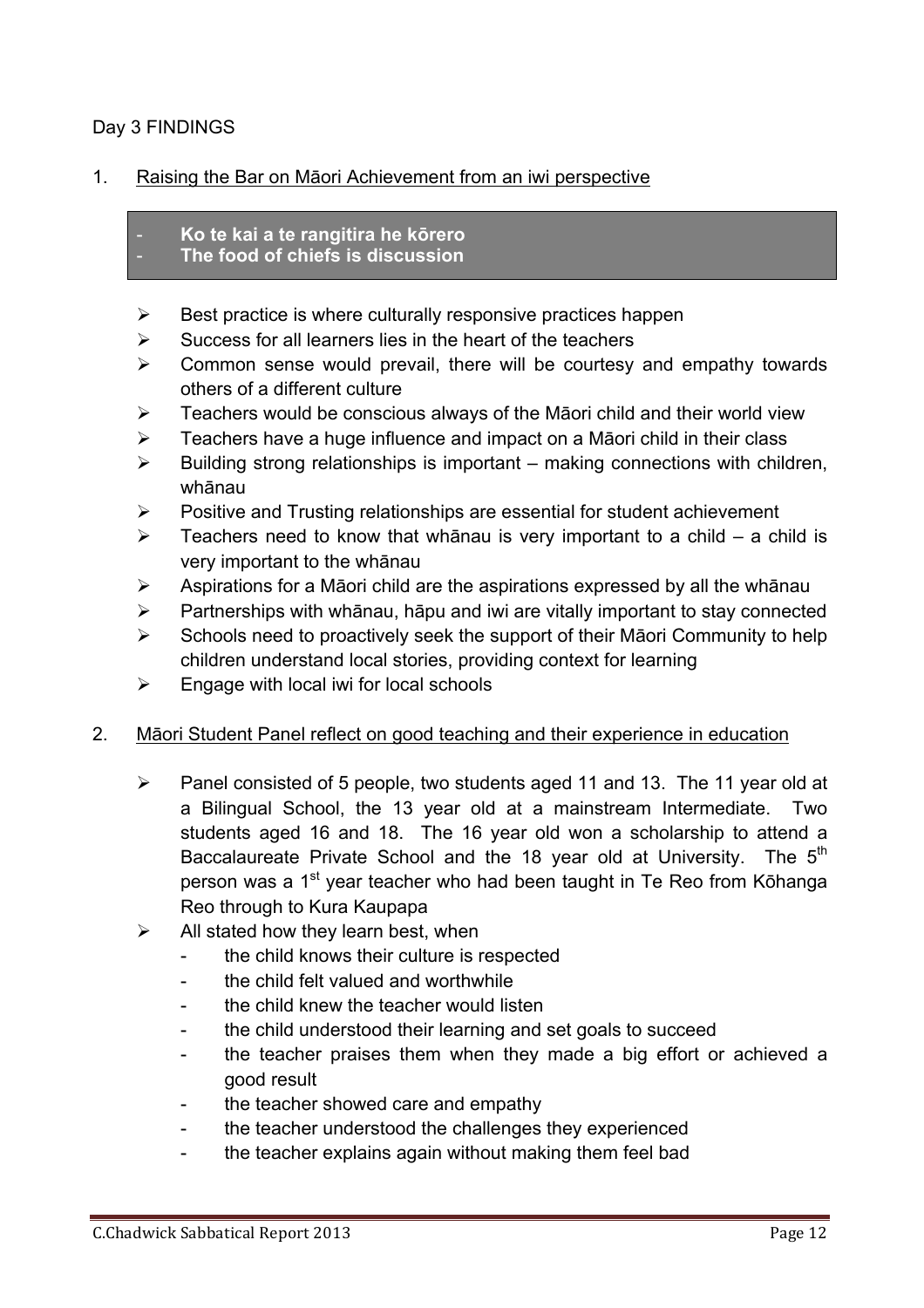Day 3 FINDINGS

1. Raising the Bar on Māori Achievement from an iwi perspective

> - **Ko te kai a te rangitira he kōrero**
> - **The food of chiefs is discussion**

- Best practice is where culturally responsive practices happen
- Success for all learners lies in the heart of the teachers
- Common sense would prevail, there will be courtesy and empathy towards others of a different culture
- Teachers would be conscious always of the Māori child and their world view
- Teachers have a huge influence and impact on a Māori child in their class
- Building strong relationships is important – making connections with children, whānau
- Positive and Trusting relationships are essential for student achievement
- Teachers need to know that whānau is very important to a child – a child is very important to the whānau
- Aspirations for a Māori child are the aspirations expressed by all the whānau
- Partnerships with whānau, hāpu and iwi are vitally important to stay connected
- Schools need to proactively seek the support of their Māori Community to help children understand local stories, providing context for learning
- Engage with local iwi for local schools

2. Māori Student Panel reflect on good teaching and their experience in education

- Panel consisted of 5 people, two students aged 11 and 13. The 11 year old at a Bilingual School, the 13 year old at a mainstream Intermediate. Two students aged 16 and 18. The 16 year old won a scholarship to attend a Baccalaureate Private School and the 18 year old at University. The 5th person was a 1st year teacher who had been taught in Te Reo from Kōhanga Reo through to Kura Kaupapa
- All stated how they learn best, when
  - the child knows their culture is respected
  - the child felt valued and worthwhile
  - the child knew the teacher would listen
  - the child understood their learning and set goals to succeed
  - the teacher praises them when they made a big effort or achieved a good result
  - the teacher showed care and empathy
  - the teacher understood the challenges they experienced
  - the teacher explains again without making them feel bad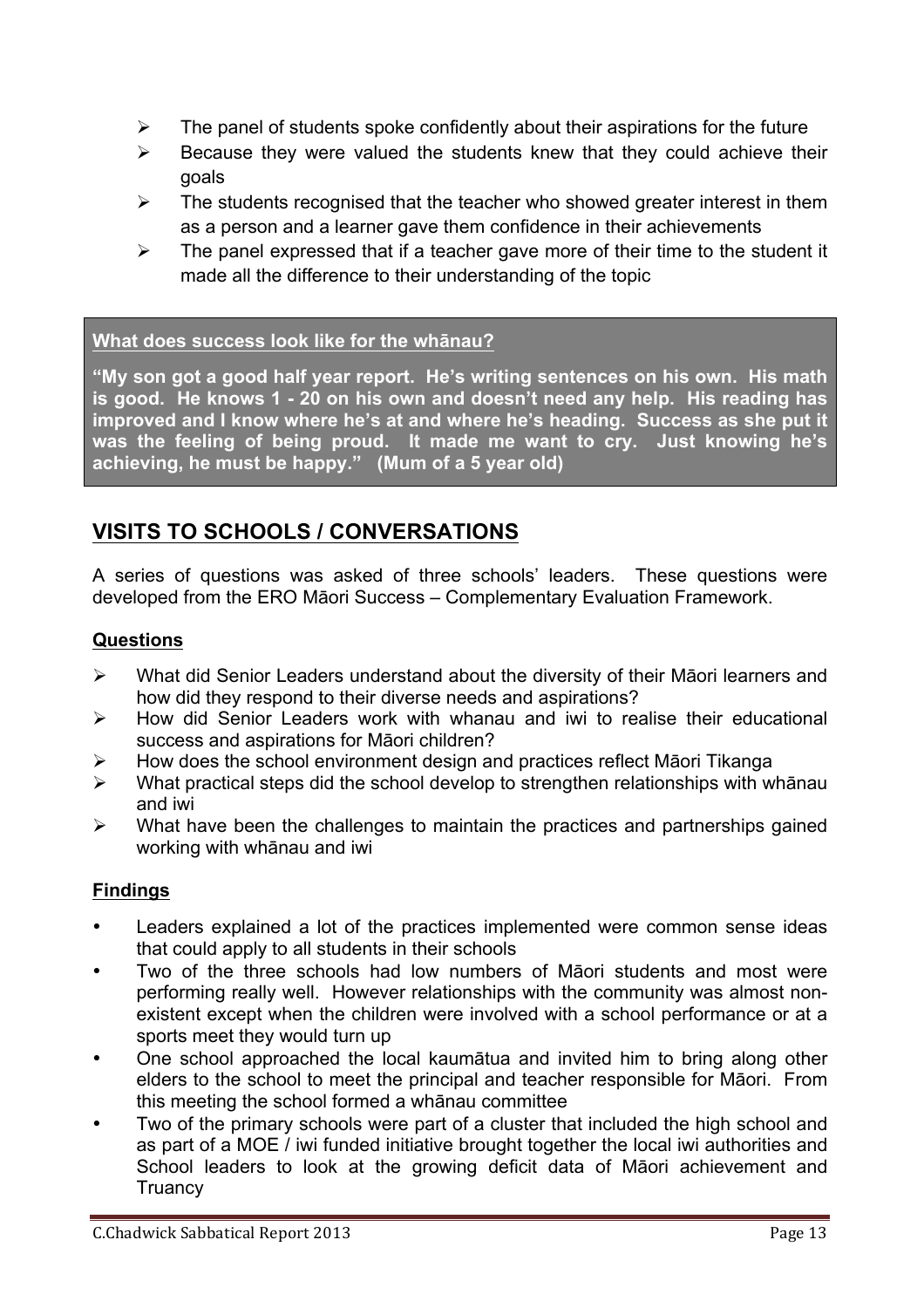- The panel of students spoke confidently about their aspirations for the future
- Because they were valued the students knew that they could achieve their goals
- The students recognised that the teacher who showed greater interest in them as a person and a learner gave them confidence in their achievements
- The panel expressed that if a teacher gave more of their time to the student it made all the difference to their understanding of the topic

> **What does success look like for the whānau?**
>
> **"My son got a good half year report. He's writing sentences on his own. His math is good. He knows 1 - 20 on his own and doesn't need any help. His reading has improved and I know where he's at and where he's heading. Success as she put it was the feeling of being proud. It made me want to cry. Just knowing he's achieving, he must be happy." (Mum of a 5 year old)**

## VISITS TO SCHOOLS / CONVERSATIONS

A series of questions was asked of three schools' leaders. These questions were developed from the ERO Māori Success – Complementary Evaluation Framework.

### Questions

- What did Senior Leaders understand about the diversity of their Māori learners and how did they respond to their diverse needs and aspirations?
- How did Senior Leaders work with whanau and iwi to realise their educational success and aspirations for Māori children?
- How does the school environment design and practices reflect Māori Tikanga
- What practical steps did the school develop to strengthen relationships with whānau and iwi
- What have been the challenges to maintain the practices and partnerships gained working with whānau and iwi

### Findings

- Leaders explained a lot of the practices implemented were common sense ideas that could apply to all students in their schools
- Two of the three schools had low numbers of Māori students and most were performing really well. However relationships with the community was almost non-existent except when the children were involved with a school performance or at a sports meet they would turn up
- One school approached the local kaumātua and invited him to bring along other elders to the school to meet the principal and teacher responsible for Māori. From this meeting the school formed a whānau committee
- Two of the primary schools were part of a cluster that included the high school and as part of a MOE / iwi funded initiative brought together the local iwi authorities and School leaders to look at the growing deficit data of Māori achievement and Truancy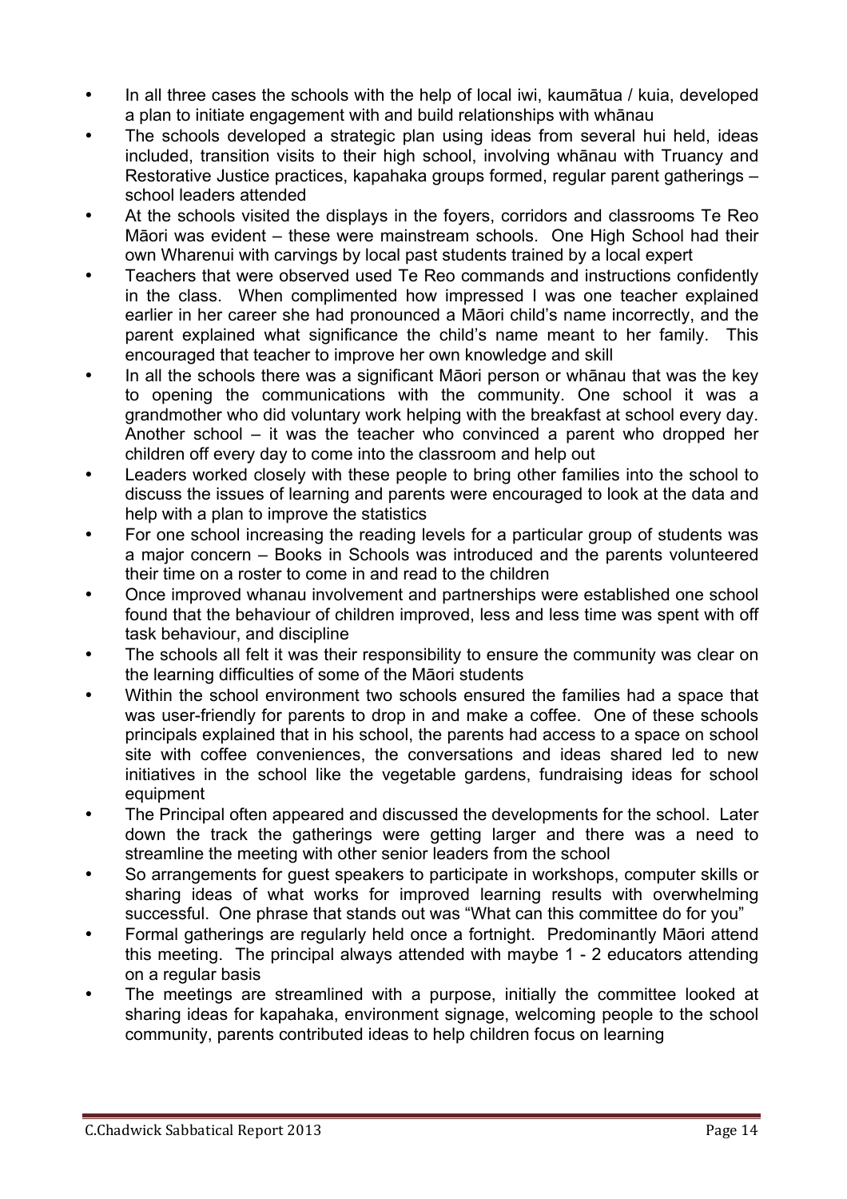- In all three cases the schools with the help of local iwi, kaumātua / kuia, developed a plan to initiate engagement with and build relationships with whānau
- The schools developed a strategic plan using ideas from several hui held, ideas included, transition visits to their high school, involving whānau with Truancy and Restorative Justice practices, kapahaka groups formed, regular parent gatherings – school leaders attended
- At the schools visited the displays in the foyers, corridors and classrooms Te Reo Māori was evident – these were mainstream schools. One High School had their own Wharenui with carvings by local past students trained by a local expert
- Teachers that were observed used Te Reo commands and instructions confidently in the class. When complimented how impressed I was one teacher explained earlier in her career she had pronounced a Māori child's name incorrectly, and the parent explained what significance the child's name meant to her family. This encouraged that teacher to improve her own knowledge and skill
- In all the schools there was a significant Māori person or whānau that was the key to opening the communications with the community. One school it was a grandmother who did voluntary work helping with the breakfast at school every day. Another school – it was the teacher who convinced a parent who dropped her children off every day to come into the classroom and help out
- Leaders worked closely with these people to bring other families into the school to discuss the issues of learning and parents were encouraged to look at the data and help with a plan to improve the statistics
- For one school increasing the reading levels for a particular group of students was a major concern – Books in Schools was introduced and the parents volunteered their time on a roster to come in and read to the children
- Once improved whanau involvement and partnerships were established one school found that the behaviour of children improved, less and less time was spent with off task behaviour, and discipline
- The schools all felt it was their responsibility to ensure the community was clear on the learning difficulties of some of the Māori students
- Within the school environment two schools ensured the families had a space that was user-friendly for parents to drop in and make a coffee. One of these schools principals explained that in his school, the parents had access to a space on school site with coffee conveniences, the conversations and ideas shared led to new initiatives in the school like the vegetable gardens, fundraising ideas for school equipment
- The Principal often appeared and discussed the developments for the school. Later down the track the gatherings were getting larger and there was a need to streamline the meeting with other senior leaders from the school
- So arrangements for guest speakers to participate in workshops, computer skills or sharing ideas of what works for improved learning results with overwhelming successful. One phrase that stands out was "What can this committee do for you"
- Formal gatherings are regularly held once a fortnight. Predominantly Māori attend this meeting. The principal always attended with maybe 1 - 2 educators attending on a regular basis
- The meetings are streamlined with a purpose, initially the committee looked at sharing ideas for kapahaka, environment signage, welcoming people to the school community, parents contributed ideas to help children focus on learning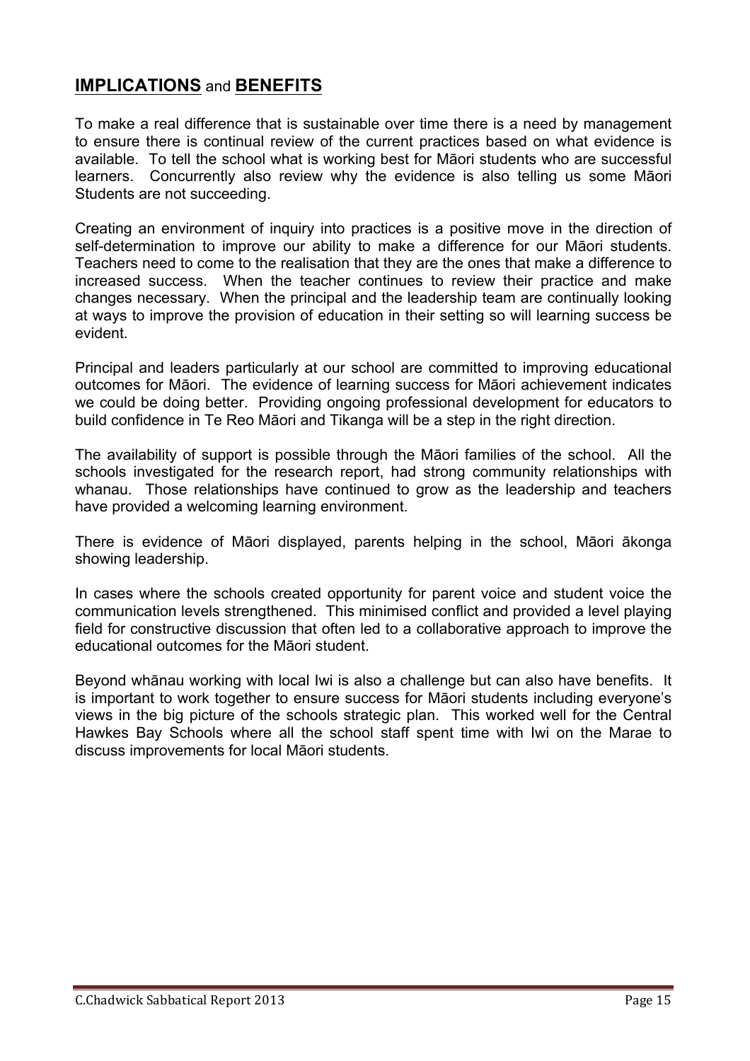## **IMPLICATIONS** and **BENEFITS**

To make a real difference that is sustainable over time there is a need by management to ensure there is continual review of the current practices based on what evidence is available. To tell the school what is working best for Māori students who are successful learners. Concurrently also review why the evidence is also telling us some Māori Students are not succeeding.

Creating an environment of inquiry into practices is a positive move in the direction of self-determination to improve our ability to make a difference for our Māori students. Teachers need to come to the realisation that they are the ones that make a difference to increased success. When the teacher continues to review their practice and make changes necessary. When the principal and the leadership team are continually looking at ways to improve the provision of education in their setting so will learning success be evident.

Principal and leaders particularly at our school are committed to improving educational outcomes for Māori. The evidence of learning success for Māori achievement indicates we could be doing better. Providing ongoing professional development for educators to build confidence in Te Reo Māori and Tikanga will be a step in the right direction.

The availability of support is possible through the Māori families of the school. All the schools investigated for the research report, had strong community relationships with whanau. Those relationships have continued to grow as the leadership and teachers have provided a welcoming learning environment.

There is evidence of Māori displayed, parents helping in the school, Māori ākonga showing leadership.

In cases where the schools created opportunity for parent voice and student voice the communication levels strengthened. This minimised conflict and provided a level playing field for constructive discussion that often led to a collaborative approach to improve the educational outcomes for the Māori student.

Beyond whānau working with local Iwi is also a challenge but can also have benefits. It is important to work together to ensure success for Māori students including everyone's views in the big picture of the schools strategic plan. This worked well for the Central Hawkes Bay Schools where all the school staff spent time with Iwi on the Marae to discuss improvements for local Māori students.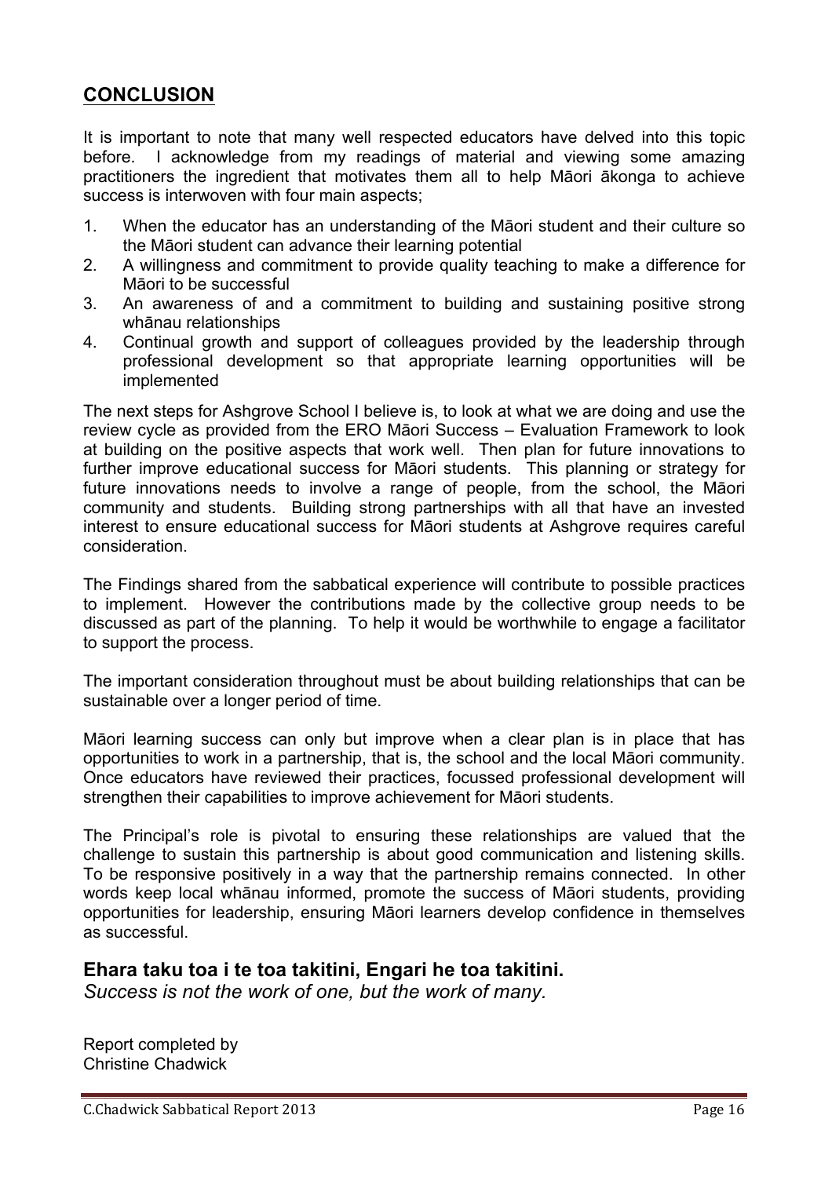## CONCLUSION

It is important to note that many well respected educators have delved into this topic before. I acknowledge from my readings of material and viewing some amazing practitioners the ingredient that motivates them all to help Māori ākonga to achieve success is interwoven with four main aspects;

1. When the educator has an understanding of the Māori student and their culture so the Māori student can advance their learning potential
2. A willingness and commitment to provide quality teaching to make a difference for Māori to be successful
3. An awareness of and a commitment to building and sustaining positive strong whānau relationships
4. Continual growth and support of colleagues provided by the leadership through professional development so that appropriate learning opportunities will be implemented

The next steps for Ashgrove School I believe is, to look at what we are doing and use the review cycle as provided from the ERO Māori Success – Evaluation Framework to look at building on the positive aspects that work well. Then plan for future innovations to further improve educational success for Māori students. This planning or strategy for future innovations needs to involve a range of people, from the school, the Māori community and students. Building strong partnerships with all that have an invested interest to ensure educational success for Māori students at Ashgrove requires careful consideration.

The Findings shared from the sabbatical experience will contribute to possible practices to implement. However the contributions made by the collective group needs to be discussed as part of the planning. To help it would be worthwhile to engage a facilitator to support the process.

The important consideration throughout must be about building relationships that can be sustainable over a longer period of time.

Māori learning success can only but improve when a clear plan is in place that has opportunities to work in a partnership, that is, the school and the local Māori community. Once educators have reviewed their practices, focussed professional development will strengthen their capabilities to improve achievement for Māori students.

The Principal's role is pivotal to ensuring these relationships are valued that the challenge to sustain this partnership is about good communication and listening skills. To be responsive positively in a way that the partnership remains connected. In other words keep local whānau informed, promote the success of Māori students, providing opportunities for leadership, ensuring Māori learners develop confidence in themselves as successful.

### Ehara taku toa i te toa takitini, Engari he toa takitini.

*Success is not the work of one, but the work of many.*

Report completed by
Christine Chadwick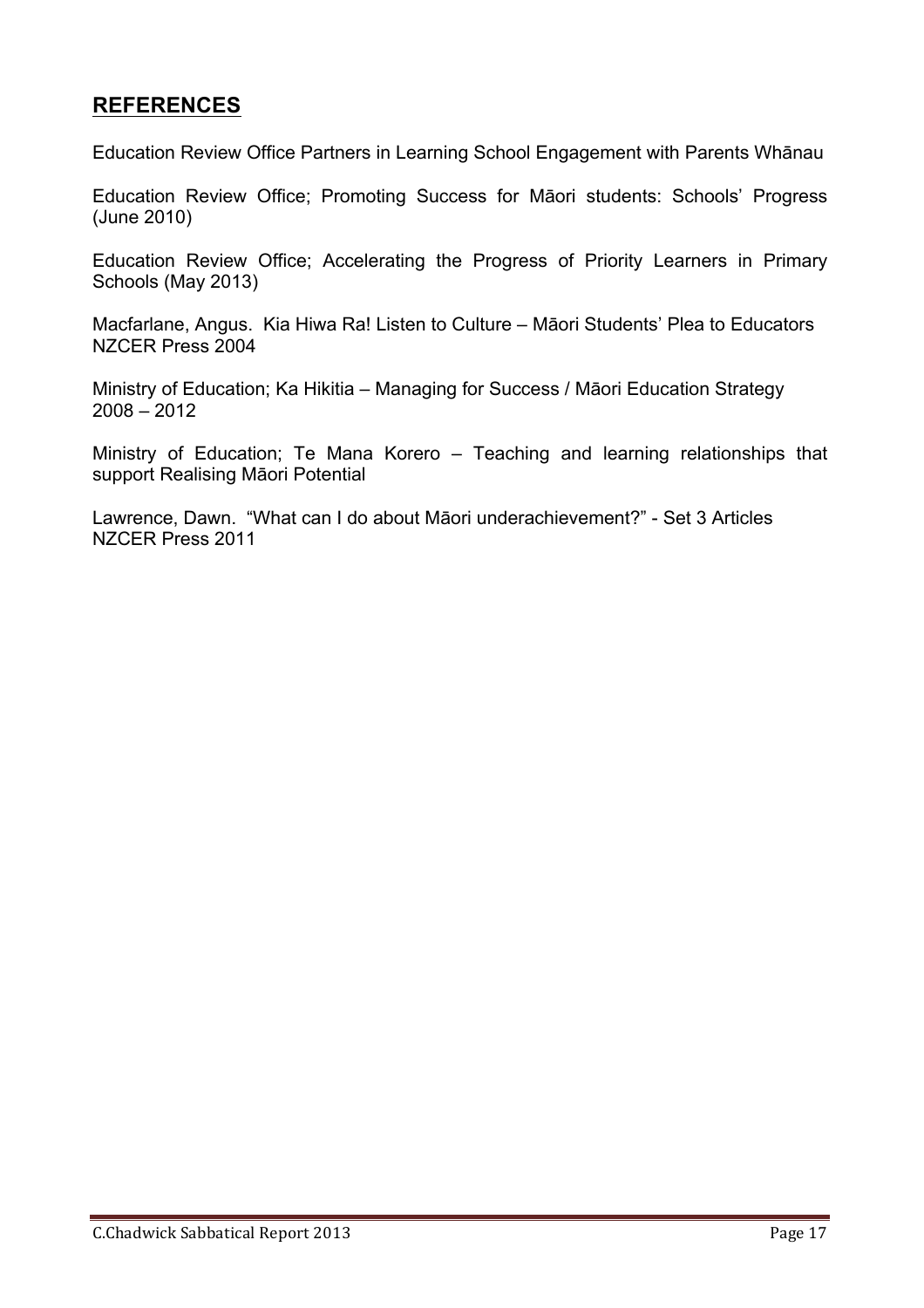## REFERENCES

Education Review Office Partners in Learning School Engagement with Parents Whānau

Education Review Office; Promoting Success for Māori students: Schools' Progress (June 2010)

Education Review Office; Accelerating the Progress of Priority Learners in Primary Schools (May 2013)

Macfarlane, Angus. Kia Hiwa Ra! Listen to Culture – Māori Students' Plea to Educators NZCER Press 2004

Ministry of Education; Ka Hikitia – Managing for Success / Māori Education Strategy 2008 – 2012

Ministry of Education; Te Mana Korero – Teaching and learning relationships that support Realising Māori Potential

Lawrence, Dawn. "What can I do about Māori underachievement?" - Set 3 Articles NZCER Press 2011